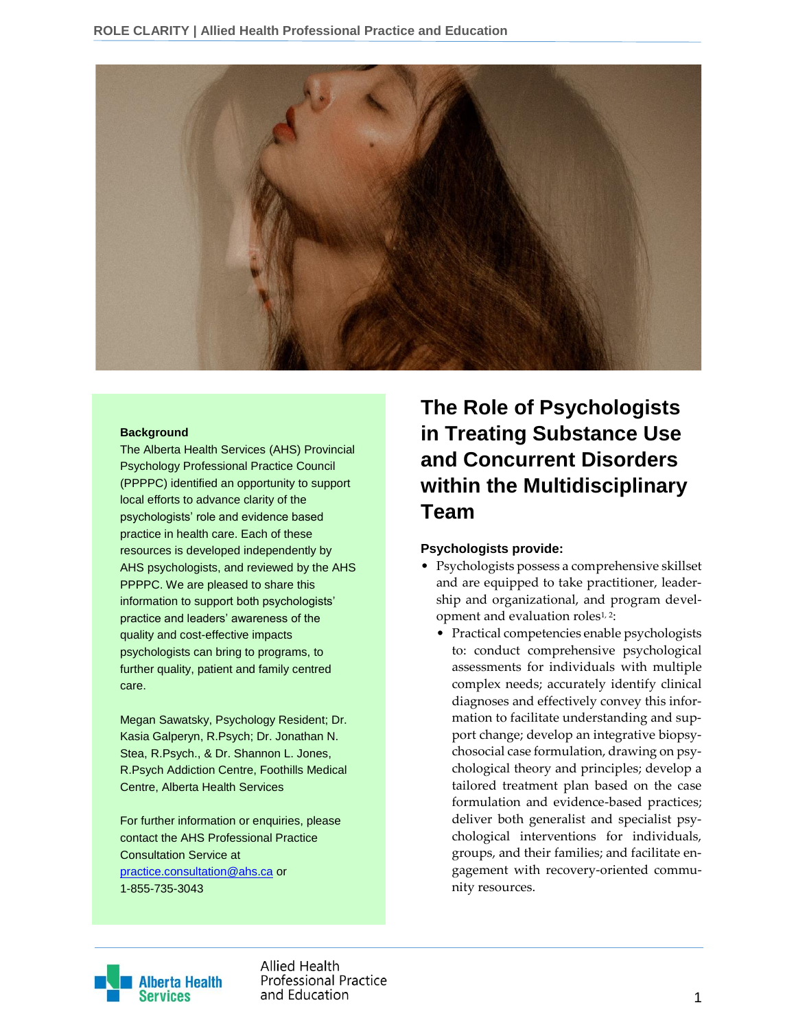# The Role of Psychologists in Treating Substance Use and Concurrent Disorders within the Multidisciplinary Team

**Background**

The Alberta Health Services (AHS) Provincial Psychology Professional Practice Council (PPPPC) identified an opportunity to support local efforts to advance clarity of the psychologists' role and evidence based practice in health care. Each of these resources is developed independently by AHS psychologists, and reviewed by the AHS PPPPC. We are pleased to share this information to support both psychologists' practice and leaders' awareness of the quality and cost-effective impacts psychologists can bring to programs, to further quality, patient and family centred care.

Megan Sawatsky, Psychology Resident; Dr. Kasia Galperyn, R.Psych; Dr. Jonathan N. Stea, R.Psych., & Dr. Shannon L. Jones, R.Psych Addiction Centre, Foothills Medical Centre, Alberta Health Services

For further information or enquiries, please contact the AHS Professional Practice Consultation Service at practice.consultation@ahs.ca or 1-855-735-3043

**Psychologists provide:**

- Psychologists possess a comprehensive skillset and are equipped to take practitioner, leadership and organizational, and program development and evaluation roles[1, 2]:
  - Practical competencies enable psychologists to: conduct comprehensive psychological assessments for individuals with multiple complex needs; accurately identify clinical diagnoses and effectively convey this information to facilitate understanding and support change; develop an integrative biopsychosocial case formulation, drawing on psychological theory and principles; develop a tailored treatment plan based on the case formulation and evidence-based practices; deliver both generalist and specialist psychological interventions for individuals, groups, and their families; and facilitate engagement with recovery-oriented community resources.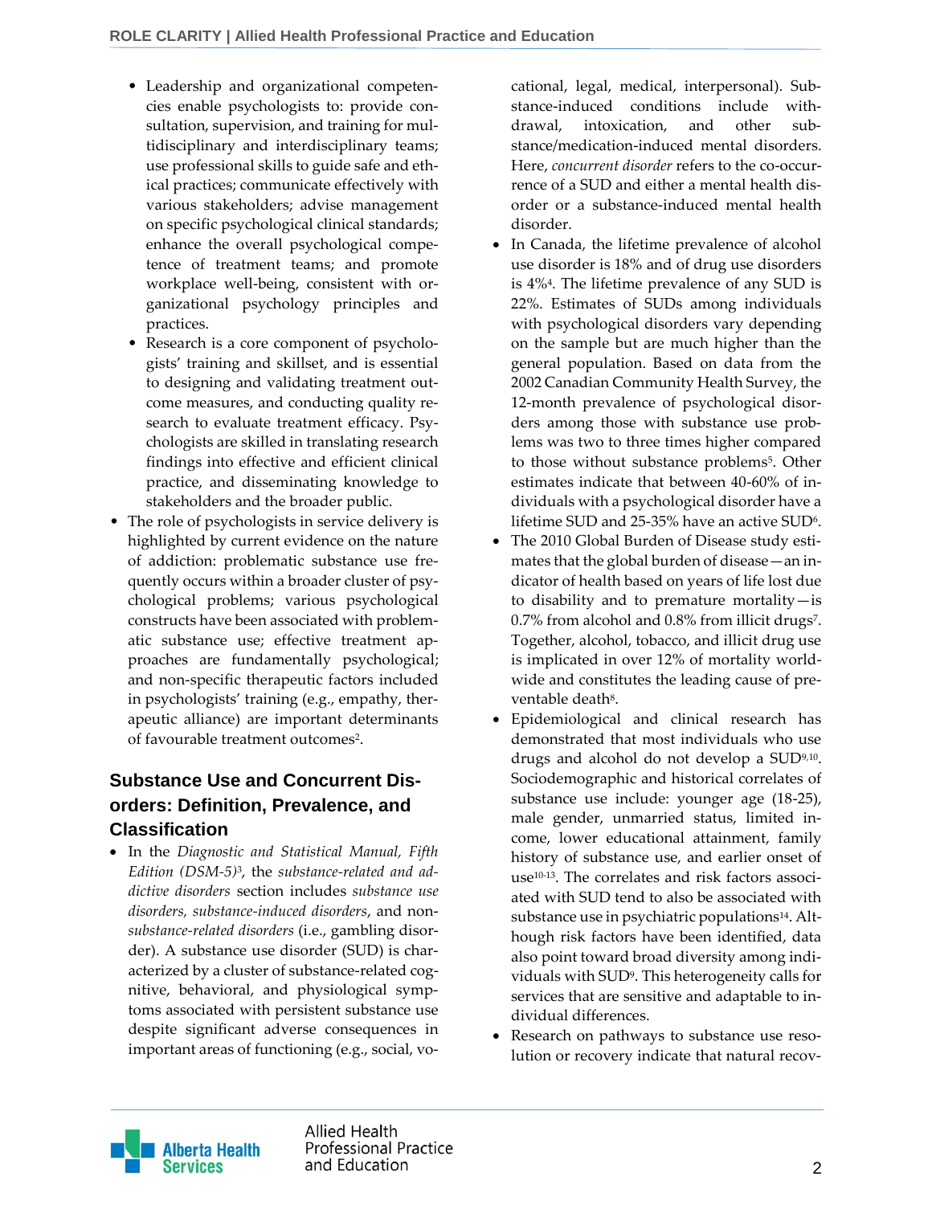- Leadership and organizational competencies enable psychologists to: provide consultation, supervision, and training for multidisciplinary and interdisciplinary teams; use professional skills to guide safe and ethical practices; communicate effectively with various stakeholders; advise management on specific psychological clinical standards; enhance the overall psychological competence of treatment teams; and promote workplace well-being, consistent with organizational psychology principles and practices.
  - Research is a core component of psychologists' training and skillset, and is essential to designing and validating treatment outcome measures, and conducting quality research to evaluate treatment efficacy. Psychologists are skilled in translating research findings into effective and efficient clinical practice, and disseminating knowledge to stakeholders and the broader public.
- The role of psychologists in service delivery is highlighted by current evidence on the nature of addiction: problematic substance use frequently occurs within a broader cluster of psychological problems; various psychological constructs have been associated with problematic substance use; effective treatment approaches are fundamentally psychological; and non-specific therapeutic factors included in psychologists' training (e.g., empathy, therapeutic alliance) are important determinants of favourable treatment outcomes[2].

## Substance Use and Concurrent Disorders: Definition, Prevalence, and Classification

- In the *Diagnostic and Statistical Manual, Fifth Edition (DSM-5)*[3], the *substance-related and addictive disorders* section includes *substance use disorders, substance-induced disorders*, and non-*substance-related disorders* (i.e., gambling disorder). A substance use disorder (SUD) is characterized by a cluster of substance-related cognitive, behavioral, and physiological symptoms associated with persistent substance use despite significant adverse consequences in important areas of functioning (e.g., social, vocational, legal, medical, interpersonal). Substance-induced conditions include withdrawal, intoxication, and other substance/medication-induced mental disorders. Here, *concurrent disorder* refers to the co-occurrence of a SUD and either a mental health disorder or a substance-induced mental health disorder.
- In Canada, the lifetime prevalence of alcohol use disorder is 18% and of drug use disorders is 4%[4]. The lifetime prevalence of any SUD is 22%. Estimates of SUDs among individuals with psychological disorders vary depending on the sample but are much higher than the general population. Based on data from the 2002 Canadian Community Health Survey, the 12-month prevalence of psychological disorders among those with substance use problems was two to three times higher compared to those without substance problems[5]. Other estimates indicate that between 40-60% of individuals with a psychological disorder have a lifetime SUD and 25-35% have an active SUD[6].
- The 2010 Global Burden of Disease study estimates that the global burden of disease—an indicator of health based on years of life lost due to disability and to premature mortality—is 0.7% from alcohol and 0.8% from illicit drugs[7]. Together, alcohol, tobacco, and illicit drug use is implicated in over 12% of mortality worldwide and constitutes the leading cause of preventable death[8].
- Epidemiological and clinical research has demonstrated that most individuals who use drugs and alcohol do not develop a SUD[9,10]. Sociodemographic and historical correlates of substance use include: younger age (18-25), male gender, unmarried status, limited income, lower educational attainment, family history of substance use, and earlier onset of use[10-13]. The correlates and risk factors associated with SUD tend to also be associated with substance use in psychiatric populations[14]. Although risk factors have been identified, data also point toward broad diversity among individuals with SUD[9]. This heterogeneity calls for services that are sensitive and adaptable to individual differences.
- Research on pathways to substance use resolution or recovery indicate that natural recov-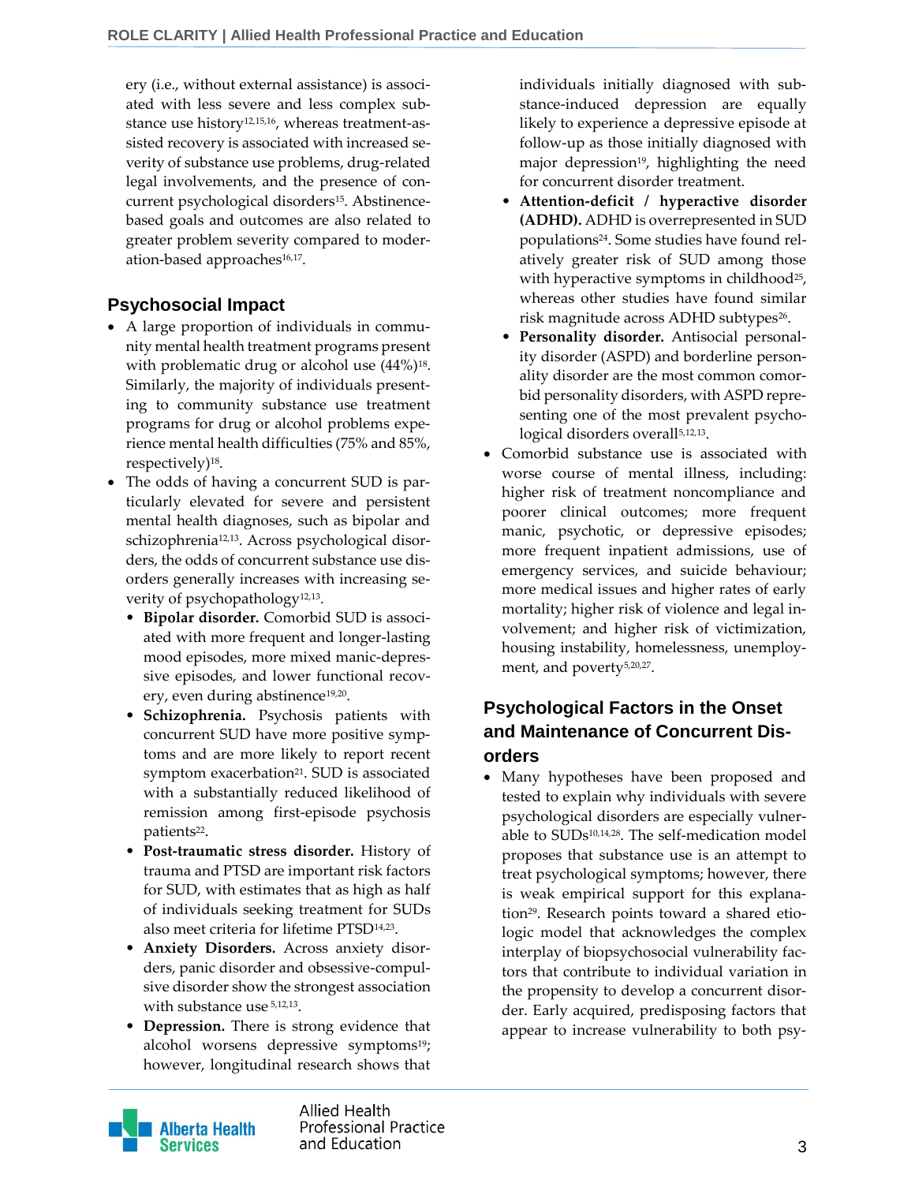ery (i.e., without external assistance) is associated with less severe and less complex substance use history[12,15,16], whereas treatment-assisted recovery is associated with increased severity of substance use problems, drug-related legal involvements, and the presence of concurrent psychological disorders[15]. Abstinence-based goals and outcomes are also related to greater problem severity compared to moderation-based approaches[16,17].

## Psychosocial Impact

- A large proportion of individuals in community mental health treatment programs present with problematic drug or alcohol use (44%)[18]. Similarly, the majority of individuals presenting to community substance use treatment programs for drug or alcohol problems experience mental health difficulties (75% and 85%, respectively)[18].
- The odds of having a concurrent SUD is particularly elevated for severe and persistent mental health diagnoses, such as bipolar and schizophrenia[12,13]. Across psychological disorders, the odds of concurrent substance use disorders generally increases with increasing severity of psychopathology[12,13].
  - **Bipolar disorder.** Comorbid SUD is associated with more frequent and longer-lasting mood episodes, more mixed manic-depressive episodes, and lower functional recovery, even during abstinence[19,20].
  - **Schizophrenia.** Psychosis patients with concurrent SUD have more positive symptoms and are more likely to report recent symptom exacerbation[21]. SUD is associated with a substantially reduced likelihood of remission among first-episode psychosis patients[22].
  - **Post-traumatic stress disorder.** History of trauma and PTSD are important risk factors for SUD, with estimates that as high as half of individuals seeking treatment for SUDs also meet criteria for lifetime PTSD[14,23].
  - **Anxiety Disorders.** Across anxiety disorders, panic disorder and obsessive-compulsive disorder show the strongest association with substance use[5,12,13].
  - **Depression.** There is strong evidence that alcohol worsens depressive symptoms[19]; however, longitudinal research shows that individuals initially diagnosed with substance-induced depression are equally likely to experience a depressive episode at follow-up as those initially diagnosed with major depression[19], highlighting the need for concurrent disorder treatment.
  - **Attention-deficit / hyperactive disorder (ADHD).** ADHD is overrepresented in SUD populations[24]. Some studies have found relatively greater risk of SUD among those with hyperactive symptoms in childhood[25], whereas other studies have found similar risk magnitude across ADHD subtypes[26].
  - **Personality disorder.** Antisocial personality disorder (ASPD) and borderline personality disorder are the most common comorbid personality disorders, with ASPD representing one of the most prevalent psychological disorders overall[5,12,13].
- Comorbid substance use is associated with worse course of mental illness, including: higher risk of treatment noncompliance and poorer clinical outcomes; more frequent manic, psychotic, or depressive episodes; more frequent inpatient admissions, use of emergency services, and suicide behaviour; more medical issues and higher rates of early mortality; higher risk of violence and legal involvement; and higher risk of victimization, housing instability, homelessness, unemployment, and poverty[5,20,27].

## Psychological Factors in the Onset and Maintenance of Concurrent Disorders

- Many hypotheses have been proposed and tested to explain why individuals with severe psychological disorders are especially vulnerable to SUDs[10,14,28]. The self-medication model proposes that substance use is an attempt to treat psychological symptoms; however, there is weak empirical support for this explanation[29]. Research points toward a shared etiologic model that acknowledges the complex interplay of biopsychosocial vulnerability factors that contribute to individual variation in the propensity to develop a concurrent disorder. Early acquired, predisposing factors that appear to increase vulnerability to both psy-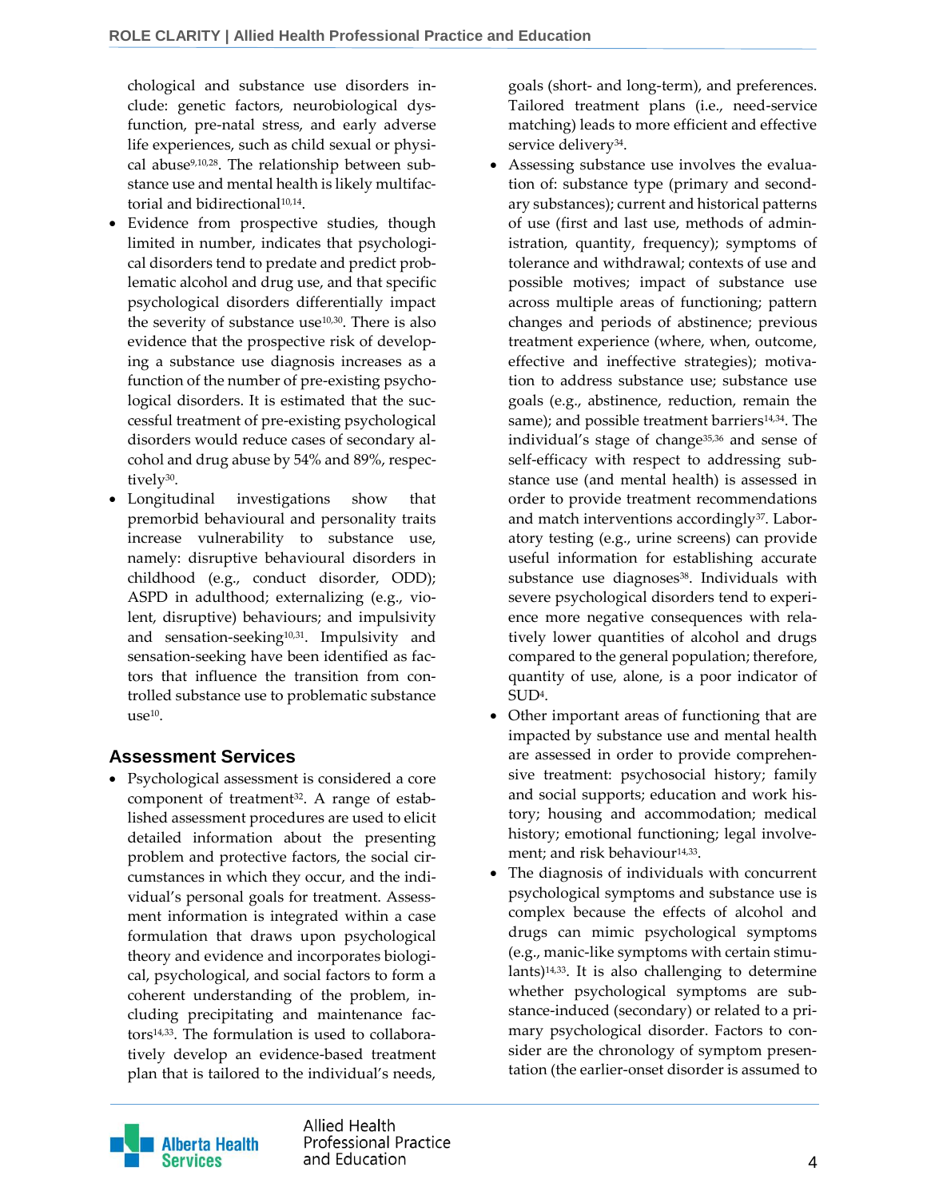chological and substance use disorders include: genetic factors, neurobiological dysfunction, pre-natal stress, and early adverse life experiences, such as child sexual or physical abuse[9,10,28]. The relationship between substance use and mental health is likely multifactorial and bidirectional[10,14].

- Evidence from prospective studies, though limited in number, indicates that psychological disorders tend to predate and predict problematic alcohol and drug use, and that specific psychological disorders differentially impact the severity of substance use[10,30]. There is also evidence that the prospective risk of developing a substance use diagnosis increases as a function of the number of pre-existing psychological disorders. It is estimated that the successful treatment of pre-existing psychological disorders would reduce cases of secondary alcohol and drug abuse by 54% and 89%, respectively[30].
- Longitudinal investigations show that premorbid behavioural and personality traits increase vulnerability to substance use, namely: disruptive behavioural disorders in childhood (e.g., conduct disorder, ODD); ASPD in adulthood; externalizing (e.g., violent, disruptive) behaviours; and impulsivity and sensation-seeking[10,31]. Impulsivity and sensation-seeking have been identified as factors that influence the transition from controlled substance use to problematic substance use[10].

## Assessment Services

- Psychological assessment is considered a core component of treatment[32]. A range of established assessment procedures are used to elicit detailed information about the presenting problem and protective factors, the social circumstances in which they occur, and the individual's personal goals for treatment. Assessment information is integrated within a case formulation that draws upon psychological theory and evidence and incorporates biological, psychological, and social factors to form a coherent understanding of the problem, including precipitating and maintenance factors[14,33]. The formulation is used to collaboratively develop an evidence-based treatment plan that is tailored to the individual's needs, goals (short- and long-term), and preferences. Tailored treatment plans (i.e., need-service matching) leads to more efficient and effective service delivery[34].
- Assessing substance use involves the evaluation of: substance type (primary and secondary substances); current and historical patterns of use (first and last use, methods of administration, quantity, frequency); symptoms of tolerance and withdrawal; contexts of use and possible motives; impact of substance use across multiple areas of functioning; pattern changes and periods of abstinence; previous treatment experience (where, when, outcome, effective and ineffective strategies); motivation to address substance use; substance use goals (e.g., abstinence, reduction, remain the same); and possible treatment barriers[14,34]. The individual's stage of change[35,36] and sense of self-efficacy with respect to addressing substance use (and mental health) is assessed in order to provide treatment recommendations and match interventions accordingly[37]. Laboratory testing (e.g., urine screens) can provide useful information for establishing accurate substance use diagnoses[38]. Individuals with severe psychological disorders tend to experience more negative consequences with relatively lower quantities of alcohol and drugs compared to the general population; therefore, quantity of use, alone, is a poor indicator of SUD[4].
- Other important areas of functioning that are impacted by substance use and mental health are assessed in order to provide comprehensive treatment: psychosocial history; family and social supports; education and work history; housing and accommodation; medical history; emotional functioning; legal involvement; and risk behaviour[14,33].
- The diagnosis of individuals with concurrent psychological symptoms and substance use is complex because the effects of alcohol and drugs can mimic psychological symptoms (e.g., manic-like symptoms with certain stimulants)[14,33]. It is also challenging to determine whether psychological symptoms are substance-induced (secondary) or related to a primary psychological disorder. Factors to consider are the chronology of symptom presentation (the earlier-onset disorder is assumed to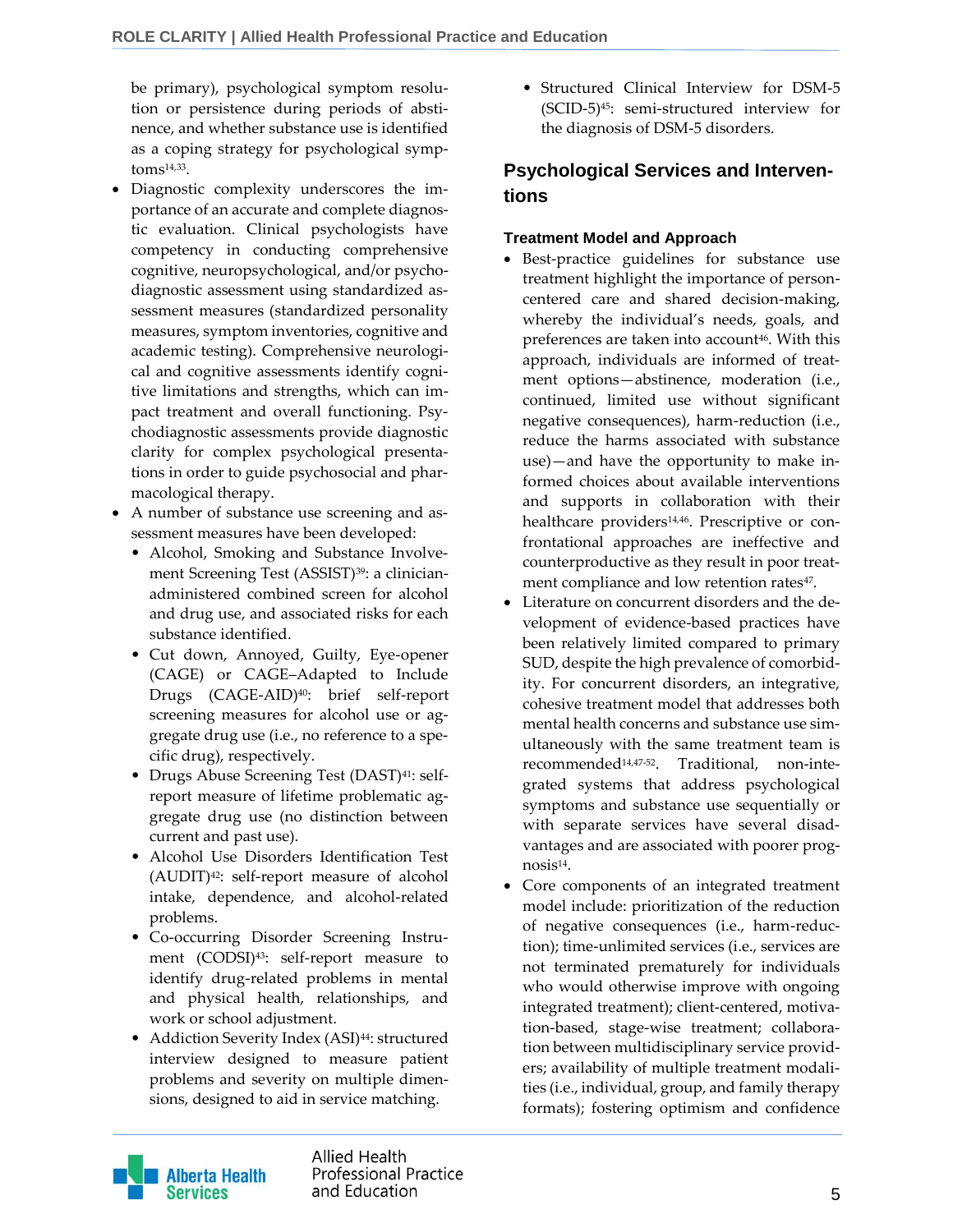be primary), psychological symptom resolution or persistence during periods of abstinence, and whether substance use is identified as a coping strategy for psychological symptoms[14,33].

- Diagnostic complexity underscores the importance of an accurate and complete diagnostic evaluation. Clinical psychologists have competency in conducting comprehensive cognitive, neuropsychological, and/or psychodiagnostic assessment using standardized assessment measures (standardized personality measures, symptom inventories, cognitive and academic testing). Comprehensive neurological and cognitive assessments identify cognitive limitations and strengths, which can impact treatment and overall functioning. Psychodiagnostic assessments provide diagnostic clarity for complex psychological presentations in order to guide psychosocial and pharmacological therapy.
- A number of substance use screening and assessment measures have been developed:
  - Alcohol, Smoking and Substance Involvement Screening Test (ASSIST)[39]: a clinician-administered combined screen for alcohol and drug use, and associated risks for each substance identified.
  - Cut down, Annoyed, Guilty, Eye-opener (CAGE) or CAGE–Adapted to Include Drugs (CAGE-AID)[40]: brief self-report screening measures for alcohol use or aggregate drug use (i.e., no reference to a specific drug), respectively.
  - Drugs Abuse Screening Test (DAST)[41]: self-report measure of lifetime problematic aggregate drug use (no distinction between current and past use).
  - Alcohol Use Disorders Identification Test (AUDIT)[42]: self-report measure of alcohol intake, dependence, and alcohol-related problems.
  - Co-occurring Disorder Screening Instrument (CODSI)[43]: self-report measure to identify drug-related problems in mental and physical health, relationships, and work or school adjustment.
  - Addiction Severity Index (ASI)[44]: structured interview designed to measure patient problems and severity on multiple dimensions, designed to aid in service matching.
  - Structured Clinical Interview for DSM-5 (SCID-5)[45]: semi-structured interview for the diagnosis of DSM-5 disorders.

## Psychological Services and Interventions

### Treatment Model and Approach

- Best-practice guidelines for substance use treatment highlight the importance of person-centered care and shared decision-making, whereby the individual's needs, goals, and preferences are taken into account[46]. With this approach, individuals are informed of treatment options—abstinence, moderation (i.e., continued, limited use without significant negative consequences), harm-reduction (i.e., reduce the harms associated with substance use)—and have the opportunity to make informed choices about available interventions and supports in collaboration with their healthcare providers[14,46]. Prescriptive or confrontational approaches are ineffective and counterproductive as they result in poor treatment compliance and low retention rates[47].
- Literature on concurrent disorders and the development of evidence-based practices have been relatively limited compared to primary SUD, despite the high prevalence of comorbidity. For concurrent disorders, an integrative, cohesive treatment model that addresses both mental health concerns and substance use simultaneously with the same treatment team is recommended[14,47-52]. Traditional, non-integrated systems that address psychological symptoms and substance use sequentially or with separate services have several disadvantages and are associated with poorer prognosis[14].
- Core components of an integrated treatment model include: prioritization of the reduction of negative consequences (i.e., harm-reduction); time-unlimited services (i.e., services are not terminated prematurely for individuals who would otherwise improve with ongoing integrated treatment); client-centered, motivation-based, stage-wise treatment; collaboration between multidisciplinary service providers; availability of multiple treatment modalities (i.e., individual, group, and family therapy formats); fostering optimism and confidence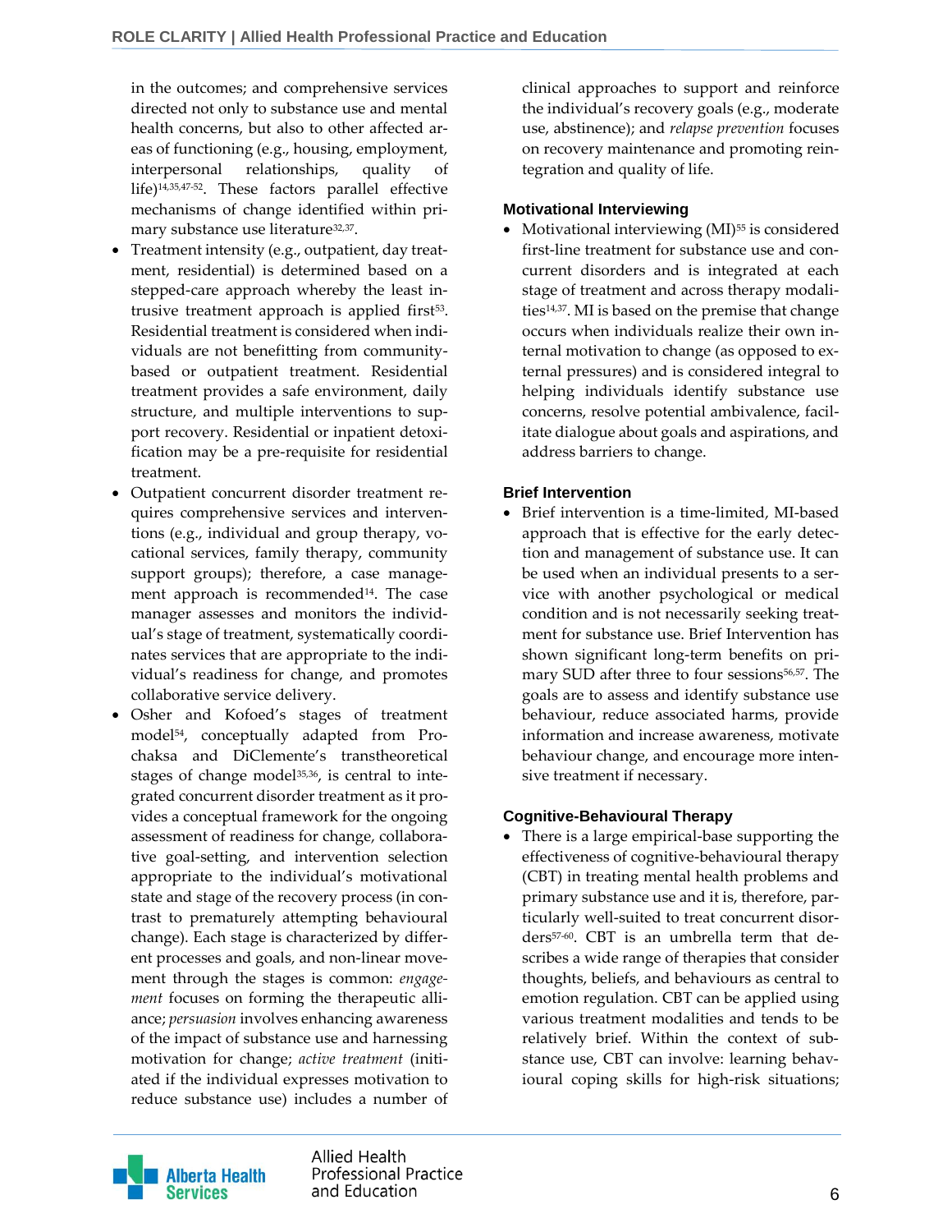in the outcomes; and comprehensive services directed not only to substance use and mental health concerns, but also to other affected areas of functioning (e.g., housing, employment, interpersonal relationships, quality of life)[14,35,47-52]. These factors parallel effective mechanisms of change identified within primary substance use literature[32,37].

- Treatment intensity (e.g., outpatient, day treatment, residential) is determined based on a stepped-care approach whereby the least intrusive treatment approach is applied first[53]. Residential treatment is considered when individuals are not benefitting from community-based or outpatient treatment. Residential treatment provides a safe environment, daily structure, and multiple interventions to support recovery. Residential or inpatient detoxification may be a pre-requisite for residential treatment.
- Outpatient concurrent disorder treatment requires comprehensive services and interventions (e.g., individual and group therapy, vocational services, family therapy, community support groups); therefore, a case management approach is recommended[14]. The case manager assesses and monitors the individual's stage of treatment, systematically coordinates services that are appropriate to the individual's readiness for change, and promotes collaborative service delivery.
- Osher and Kofoed's stages of treatment model[54], conceptually adapted from Prochaksa and DiClemente's transtheoretical stages of change model[35,36], is central to integrated concurrent disorder treatment as it provides a conceptual framework for the ongoing assessment of readiness for change, collaborative goal-setting, and intervention selection appropriate to the individual's motivational state and stage of the recovery process (in contrast to prematurely attempting behavioural change). Each stage is characterized by different processes and goals, and non-linear movement through the stages is common: *engagement* focuses on forming the therapeutic alliance; *persuasion* involves enhancing awareness of the impact of substance use and harnessing motivation for change; *active treatment* (initiated if the individual expresses motivation to reduce substance use) includes a number of clinical approaches to support and reinforce the individual's recovery goals (e.g., moderate use, abstinence); and *relapse prevention* focuses on recovery maintenance and promoting reintegration and quality of life.

### Motivational Interviewing

- Motivational interviewing (MI)[55] is considered first-line treatment for substance use and concurrent disorders and is integrated at each stage of treatment and across therapy modalities[14,37]. MI is based on the premise that change occurs when individuals realize their own internal motivation to change (as opposed to external pressures) and is considered integral to helping individuals identify substance use concerns, resolve potential ambivalence, facilitate dialogue about goals and aspirations, and address barriers to change.

### Brief Intervention

- Brief intervention is a time-limited, MI-based approach that is effective for the early detection and management of substance use. It can be used when an individual presents to a service with another psychological or medical condition and is not necessarily seeking treatment for substance use. Brief Intervention has shown significant long-term benefits on primary SUD after three to four sessions[56,57]. The goals are to assess and identify substance use behaviour, reduce associated harms, provide information and increase awareness, motivate behaviour change, and encourage more intensive treatment if necessary.

### Cognitive-Behavioural Therapy

- There is a large empirical-base supporting the effectiveness of cognitive-behavioural therapy (CBT) in treating mental health problems and primary substance use and it is, therefore, particularly well-suited to treat concurrent disorders[57-60]. CBT is an umbrella term that describes a wide range of therapies that consider thoughts, beliefs, and behaviours as central to emotion regulation. CBT can be applied using various treatment modalities and tends to be relatively brief. Within the context of substance use, CBT can involve: learning behavioural coping skills for high-risk situations;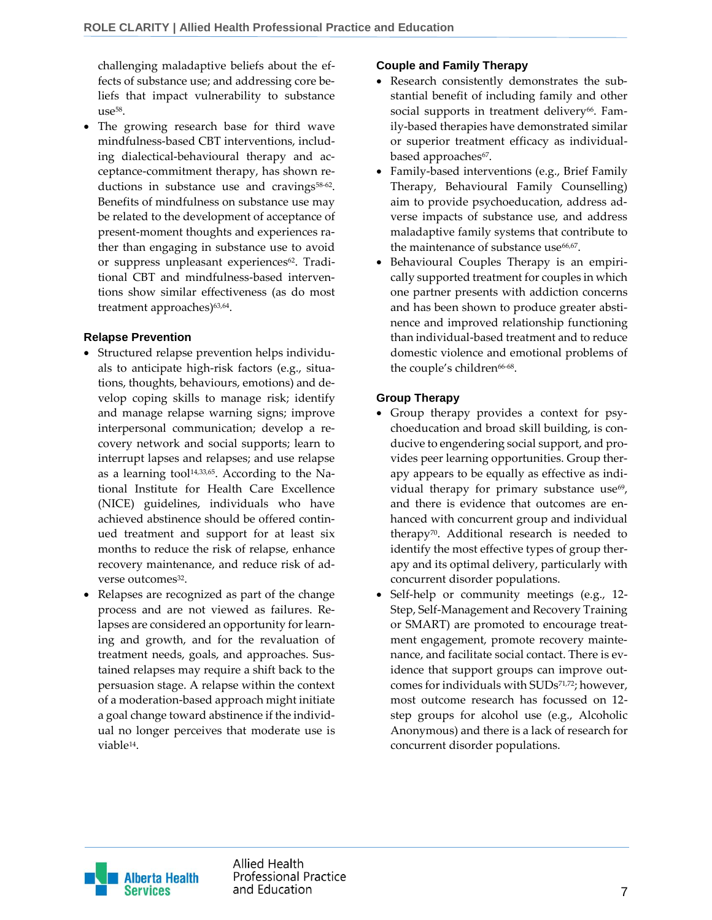challenging maladaptive beliefs about the effects of substance use; and addressing core beliefs that impact vulnerability to substance use[58].

- The growing research base for third wave mindfulness-based CBT interventions, including dialectical-behavioural therapy and acceptance-commitment therapy, has shown reductions in substance use and cravings[58-62]. Benefits of mindfulness on substance use may be related to the development of acceptance of present-moment thoughts and experiences rather than engaging in substance use to avoid or suppress unpleasant experiences[62]. Traditional CBT and mindfulness-based interventions show similar effectiveness (as do most treatment approaches)[63,64].

### Relapse Prevention

- Structured relapse prevention helps individuals to anticipate high-risk factors (e.g., situations, thoughts, behaviours, emotions) and develop coping skills to manage risk; identify and manage relapse warning signs; improve interpersonal communication; develop a recovery network and social supports; learn to interrupt lapses and relapses; and use relapse as a learning tool[14,33,65]. According to the National Institute for Health Care Excellence (NICE) guidelines, individuals who have achieved abstinence should be offered continued treatment and support for at least six months to reduce the risk of relapse, enhance recovery maintenance, and reduce risk of adverse outcomes[32].
- Relapses are recognized as part of the change process and are not viewed as failures. Relapses are considered an opportunity for learning and growth, and for the revaluation of treatment needs, goals, and approaches. Sustained relapses may require a shift back to the persuasion stage. A relapse within the context of a moderation-based approach might initiate a goal change toward abstinence if the individual no longer perceives that moderate use is viable[14].

### Couple and Family Therapy

- Research consistently demonstrates the substantial benefit of including family and other social supports in treatment delivery[66]. Family-based therapies have demonstrated similar or superior treatment efficacy as individual-based approaches[67].
- Family-based interventions (e.g., Brief Family Therapy, Behavioural Family Counselling) aim to provide psychoeducation, address adverse impacts of substance use, and address maladaptive family systems that contribute to the maintenance of substance use[66,67].
- Behavioural Couples Therapy is an empirically supported treatment for couples in which one partner presents with addiction concerns and has been shown to produce greater abstinence and improved relationship functioning than individual-based treatment and to reduce domestic violence and emotional problems of the couple's children[66-68].

### Group Therapy

- Group therapy provides a context for psychoeducation and broad skill building, is conducive to engendering social support, and provides peer learning opportunities. Group therapy appears to be equally as effective as individual therapy for primary substance use[69], and there is evidence that outcomes are enhanced with concurrent group and individual therapy[70]. Additional research is needed to identify the most effective types of group therapy and its optimal delivery, particularly with concurrent disorder populations.
- Self-help or community meetings (e.g., 12-Step, Self-Management and Recovery Training or SMART) are promoted to encourage treatment engagement, promote recovery maintenance, and facilitate social contact. There is evidence that support groups can improve outcomes for individuals with SUDs[71,72]; however, most outcome research has focussed on 12-step groups for alcohol use (e.g., Alcoholic Anonymous) and there is a lack of research for concurrent disorder populations.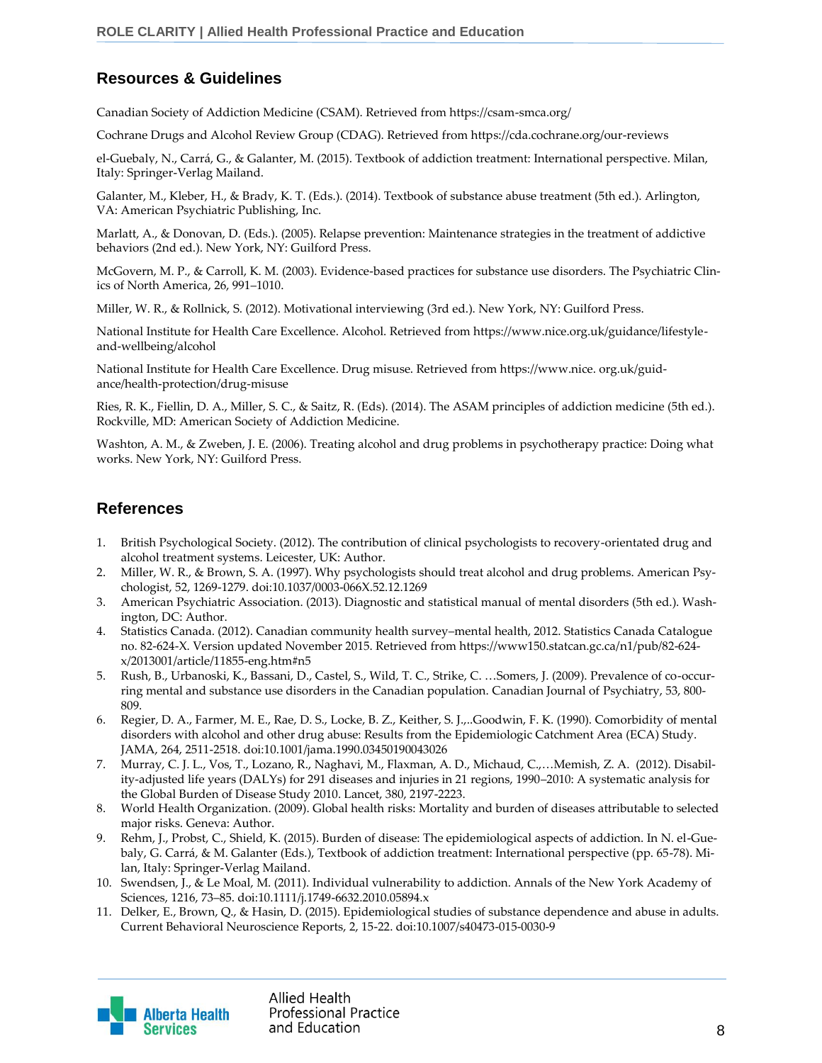## Resources & Guidelines

Canadian Society of Addiction Medicine (CSAM). Retrieved from https://csam-smca.org/

Cochrane Drugs and Alcohol Review Group (CDAG). Retrieved from https://cda.cochrane.org/our-reviews

el-Guebaly, N., Carrá, G., & Galanter, M. (2015). Textbook of addiction treatment: International perspective. Milan, Italy: Springer-Verlag Mailand.

Galanter, M., Kleber, H., & Brady, K. T. (Eds.). (2014). Textbook of substance abuse treatment (5th ed.). Arlington, VA: American Psychiatric Publishing, Inc.

Marlatt, A., & Donovan, D. (Eds.). (2005). Relapse prevention: Maintenance strategies in the treatment of addictive behaviors (2nd ed.). New York, NY: Guilford Press.

McGovern, M. P., & Carroll, K. M. (2003). Evidence-based practices for substance use disorders. The Psychiatric Clinics of North America, 26, 991–1010.

Miller, W. R., & Rollnick, S. (2012). Motivational interviewing (3rd ed.). New York, NY: Guilford Press.

National Institute for Health Care Excellence. Alcohol. Retrieved from https://www.nice.org.uk/guidance/lifestyle-and-wellbeing/alcohol

National Institute for Health Care Excellence. Drug misuse. Retrieved from https://www.nice. org.uk/guidance/health-protection/drug-misuse

Ries, R. K., Fiellin, D. A., Miller, S. C., & Saitz, R. (Eds). (2014). The ASAM principles of addiction medicine (5th ed.). Rockville, MD: American Society of Addiction Medicine.

Washton, A. M., & Zweben, J. E. (2006). Treating alcohol and drug problems in psychotherapy practice: Doing what works. New York, NY: Guilford Press.

## References

1. British Psychological Society. (2012). The contribution of clinical psychologists to recovery-orientated drug and alcohol treatment systems. Leicester, UK: Author.
2. Miller, W. R., & Brown, S. A. (1997). Why psychologists should treat alcohol and drug problems. American Psychologist, 52, 1269-1279. doi:10.1037/0003-066X.52.12.1269
3. American Psychiatric Association. (2013). Diagnostic and statistical manual of mental disorders (5th ed.). Washington, DC: Author.
4. Statistics Canada. (2012). Canadian community health survey–mental health, 2012. Statistics Canada Catalogue no. 82-624-X. Version updated November 2015. Retrieved from https://www150.statcan.gc.ca/n1/pub/82-624-x/2013001/article/11855-eng.htm#n5
5. Rush, B., Urbanoski, K., Bassani, D., Castel, S., Wild, T. C., Strike, C. …Somers, J. (2009). Prevalence of co-occurring mental and substance use disorders in the Canadian population. Canadian Journal of Psychiatry, 53, 800-809.
6. Regier, D. A., Farmer, M. E., Rae, D. S., Locke, B. Z., Keither, S. J.,..Goodwin, F. K. (1990). Comorbidity of mental disorders with alcohol and other drug abuse: Results from the Epidemiologic Catchment Area (ECA) Study. JAMA, 264, 2511-2518. doi:10.1001/jama.1990.03450190043026
7. Murray, C. J. L., Vos, T., Lozano, R., Naghavi, M., Flaxman, A. D., Michaud, C.,…Memish, Z. A. (2012). Disability-adjusted life years (DALYs) for 291 diseases and injuries in 21 regions, 1990–2010: A systematic analysis for the Global Burden of Disease Study 2010. Lancet, 380, 2197-2223.
8. World Health Organization. (2009). Global health risks: Mortality and burden of diseases attributable to selected major risks. Geneva: Author.
9. Rehm, J., Probst, C., Shield, K. (2015). Burden of disease: The epidemiological aspects of addiction. In N. el-Guebaly, G. Carrá, & M. Galanter (Eds.), Textbook of addiction treatment: International perspective (pp. 65-78). Milan, Italy: Springer-Verlag Mailand.
10. Swendsen, J., & Le Moal, M. (2011). Individual vulnerability to addiction. Annals of the New York Academy of Sciences, 1216, 73–85. doi:10.1111/j.1749-6632.2010.05894.x
11. Delker, E., Brown, Q., & Hasin, D. (2015). Epidemiological studies of substance dependence and abuse in adults. Current Behavioral Neuroscience Reports, 2, 15-22. doi:10.1007/s40473-015-0030-9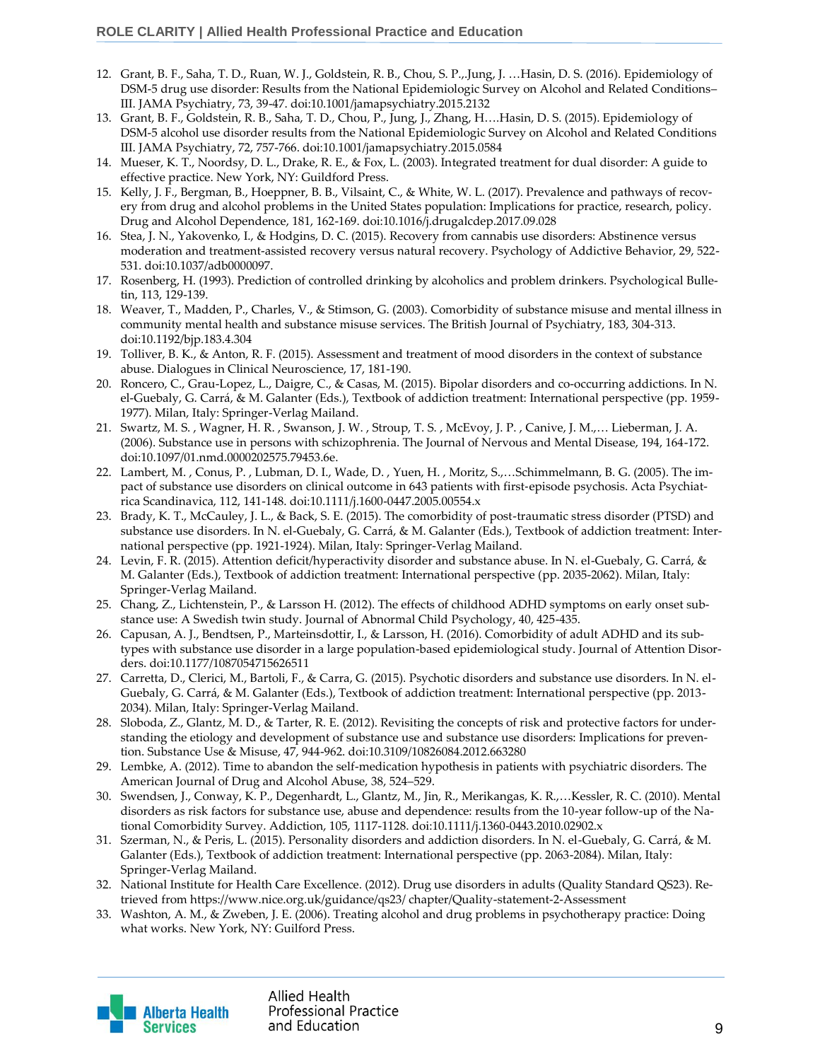12. Grant, B. F., Saha, T. D., Ruan, W. J., Goldstein, R. B., Chou, S. P.,.Jung, J. …Hasin, D. S. (2016). Epidemiology of DSM-5 drug use disorder: Results from the National Epidemiologic Survey on Alcohol and Related Conditions–III. JAMA Psychiatry, 73, 39-47. doi:10.1001/jamapsychiatry.2015.2132
13. Grant, B. F., Goldstein, R. B., Saha, T. D., Chou, P., Jung, J., Zhang, H….Hasin, D. S. (2015). Epidemiology of DSM-5 alcohol use disorder results from the National Epidemiologic Survey on Alcohol and Related Conditions III. JAMA Psychiatry, 72, 757-766. doi:10.1001/jamapsychiatry.2015.0584
14. Mueser, K. T., Noordsy, D. L., Drake, R. E., & Fox, L. (2003). Integrated treatment for dual disorder: A guide to effective practice. New York, NY: Guildford Press.
15. Kelly, J. F., Bergman, B., Hoeppner, B. B., Vilsaint, C., & White, W. L. (2017). Prevalence and pathways of recovery from drug and alcohol problems in the United States population: Implications for practice, research, policy. Drug and Alcohol Dependence, 181, 162-169. doi:10.1016/j.drugalcdep.2017.09.028
16. Stea, J. N., Yakovenko, I., & Hodgins, D. C. (2015). Recovery from cannabis use disorders: Abstinence versus moderation and treatment-assisted recovery versus natural recovery. Psychology of Addictive Behavior, 29, 522-531. doi:10.1037/adb0000097.
17. Rosenberg, H. (1993). Prediction of controlled drinking by alcoholics and problem drinkers. Psychological Bulletin, 113, 129-139.
18. Weaver, T., Madden, P., Charles, V., & Stimson, G. (2003). Comorbidity of substance misuse and mental illness in community mental health and substance misuse services. The British Journal of Psychiatry, 183, 304-313. doi:10.1192/bjp.183.4.304
19. Tolliver, B. K., & Anton, R. F. (2015). Assessment and treatment of mood disorders in the context of substance abuse. Dialogues in Clinical Neuroscience, 17, 181-190.
20. Roncero, C., Grau-Lopez, L., Daigre, C., & Casas, M. (2015). Bipolar disorders and co-occurring addictions. In N. el-Guebaly, G. Carrá, & M. Galanter (Eds.), Textbook of addiction treatment: International perspective (pp. 1959-1977). Milan, Italy: Springer-Verlag Mailand.
21. Swartz, M. S. , Wagner, H. R. , Swanson, J. W. , Stroup, T. S. , McEvoy, J. P. , Canive, J. M.,… Lieberman, J. A. (2006). Substance use in persons with schizophrenia. The Journal of Nervous and Mental Disease, 194, 164-172. doi:10.1097/01.nmd.0000202575.79453.6e.
22. Lambert, M. , Conus, P. , Lubman, D. I., Wade, D. , Yuen, H. , Moritz, S.,…Schimmelmann, B. G. (2005). The impact of substance use disorders on clinical outcome in 643 patients with first-episode psychosis. Acta Psychiatrica Scandinavica, 112, 141-148. doi:10.1111/j.1600-0447.2005.00554.x
23. Brady, K. T., McCauley, J. L., & Back, S. E. (2015). The comorbidity of post-traumatic stress disorder (PTSD) and substance use disorders. In N. el-Guebaly, G. Carrá, & M. Galanter (Eds.), Textbook of addiction treatment: International perspective (pp. 1921-1924). Milan, Italy: Springer-Verlag Mailand.
24. Levin, F. R. (2015). Attention deficit/hyperactivity disorder and substance abuse. In N. el-Guebaly, G. Carrá, & M. Galanter (Eds.), Textbook of addiction treatment: International perspective (pp. 2035-2062). Milan, Italy: Springer-Verlag Mailand.
25. Chang, Z., Lichtenstein, P., & Larsson H. (2012). The effects of childhood ADHD symptoms on early onset substance use: A Swedish twin study. Journal of Abnormal Child Psychology, 40, 425-435.
26. Capusan, A. J., Bendtsen, P., Marteinsdottir, I., & Larsson, H. (2016). Comorbidity of adult ADHD and its subtypes with substance use disorder in a large population-based epidemiological study. Journal of Attention Disorders. doi:10.1177/1087054715626511
27. Carretta, D., Clerici, M., Bartoli, F., & Carra, G. (2015). Psychotic disorders and substance use disorders. In N. el-Guebaly, G. Carrá, & M. Galanter (Eds.), Textbook of addiction treatment: International perspective (pp. 2013-2034). Milan, Italy: Springer-Verlag Mailand.
28. Sloboda, Z., Glantz, M. D., & Tarter, R. E. (2012). Revisiting the concepts of risk and protective factors for understanding the etiology and development of substance use and substance use disorders: Implications for prevention. Substance Use & Misuse, 47, 944-962. doi:10.3109/10826084.2012.663280
29. Lembke, A. (2012). Time to abandon the self-medication hypothesis in patients with psychiatric disorders. The American Journal of Drug and Alcohol Abuse, 38, 524–529.
30. Swendsen, J., Conway, K. P., Degenhardt, L., Glantz, M., Jin, R., Merikangas, K. R.,…Kessler, R. C. (2010). Mental disorders as risk factors for substance use, abuse and dependence: results from the 10-year follow-up of the National Comorbidity Survey. Addiction, 105, 1117-1128. doi:10.1111/j.1360-0443.2010.02902.x
31. Szerman, N., & Peris, L. (2015). Personality disorders and addiction disorders. In N. el-Guebaly, G. Carrá, & M. Galanter (Eds.), Textbook of addiction treatment: International perspective (pp. 2063-2084). Milan, Italy: Springer-Verlag Mailand.
32. National Institute for Health Care Excellence. (2012). Drug use disorders in adults (Quality Standard QS23). Retrieved from https://www.nice.org.uk/guidance/qs23/ chapter/Quality-statement-2-Assessment
33. Washton, A. M., & Zweben, J. E. (2006). Treating alcohol and drug problems in psychotherapy practice: Doing what works. New York, NY: Guilford Press.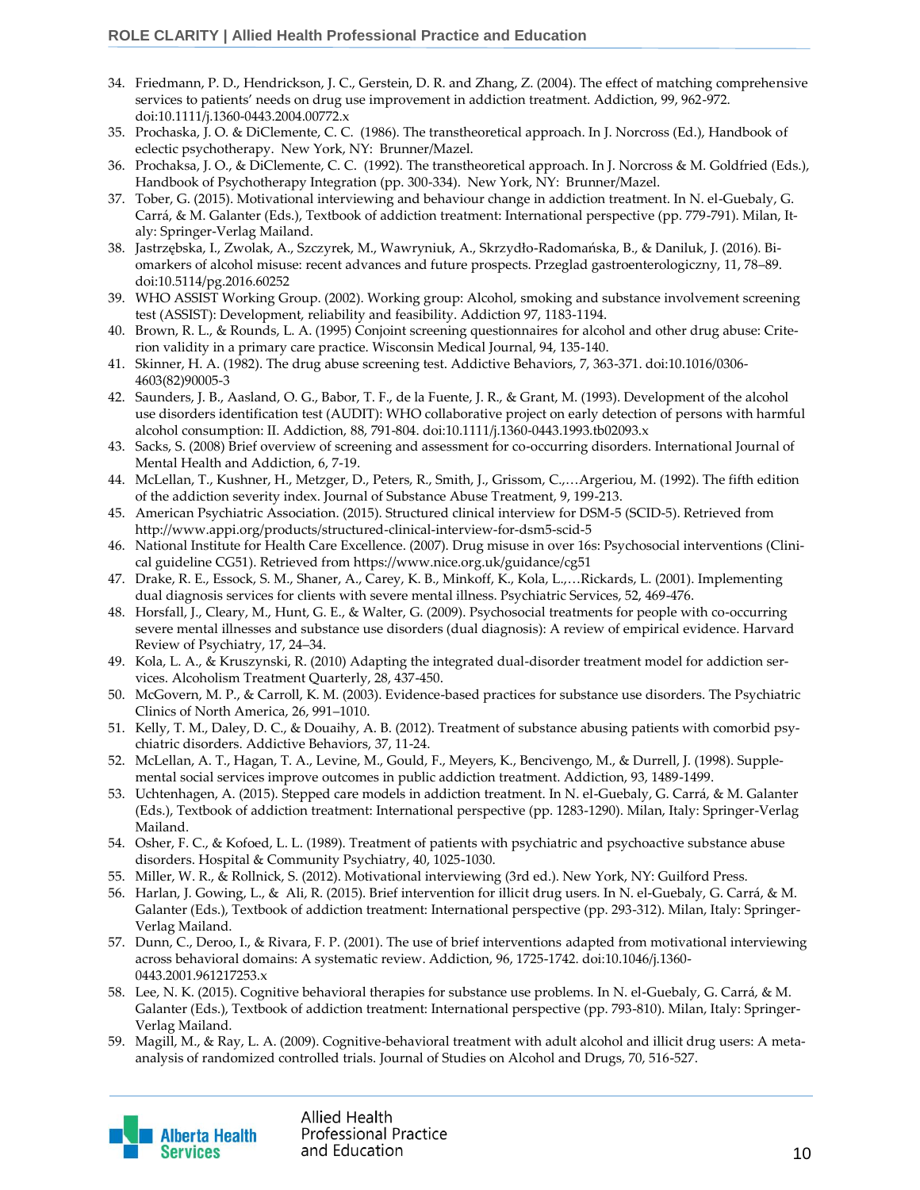34. Friedmann, P. D., Hendrickson, J. C., Gerstein, D. R. and Zhang, Z. (2004). The effect of matching comprehensive services to patients' needs on drug use improvement in addiction treatment. Addiction, 99, 962-972. doi:10.1111/j.1360-0443.2004.00772.x
35. Prochaska, J. O. & DiClemente, C. C. (1986). The transtheoretical approach. In J. Norcross (Ed.), Handbook of eclectic psychotherapy. New York, NY: Brunner/Mazel.
36. Prochaksa, J. O., & DiClemente, C. C. (1992). The transtheoretical approach. In J. Norcross & M. Goldfried (Eds.), Handbook of Psychotherapy Integration (pp. 300-334). New York, NY: Brunner/Mazel.
37. Tober, G. (2015). Motivational interviewing and behaviour change in addiction treatment. In N. el-Guebaly, G. Carrá, & M. Galanter (Eds.), Textbook of addiction treatment: International perspective (pp. 779-791). Milan, Italy: Springer-Verlag Mailand.
38. Jastrzębska, I., Zwolak, A., Szczyrek, M., Wawryniuk, A., Skrzydło-Radomańska, B., & Daniluk, J. (2016). Biomarkers of alcohol misuse: recent advances and future prospects. Przeglad gastroenterologiczny, 11, 78–89. doi:10.5114/pg.2016.60252
39. WHO ASSIST Working Group. (2002). Working group: Alcohol, smoking and substance involvement screening test (ASSIST): Development, reliability and feasibility. Addiction 97, 1183-1194.
40. Brown, R. L., & Rounds, L. A. (1995) Conjoint screening questionnaires for alcohol and other drug abuse: Criterion validity in a primary care practice. Wisconsin Medical Journal, 94, 135-140.
41. Skinner, H. A. (1982). The drug abuse screening test. Addictive Behaviors, 7, 363-371. doi:10.1016/0306-4603(82)90005-3
42. Saunders, J. B., Aasland, O. G., Babor, T. F., de la Fuente, J. R., & Grant, M. (1993). Development of the alcohol use disorders identification test (AUDIT): WHO collaborative project on early detection of persons with harmful alcohol consumption: II. Addiction, 88, 791-804. doi:10.1111/j.1360-0443.1993.tb02093.x
43. Sacks, S. (2008) Brief overview of screening and assessment for co-occurring disorders. International Journal of Mental Health and Addiction, 6, 7-19.
44. McLellan, T., Kushner, H., Metzger, D., Peters, R., Smith, J., Grissom, C.,…Argeriou, M. (1992). The fifth edition of the addiction severity index. Journal of Substance Abuse Treatment, 9, 199-213.
45. American Psychiatric Association. (2015). Structured clinical interview for DSM-5 (SCID-5). Retrieved from http://www.appi.org/products/structured-clinical-interview-for-dsm5-scid-5
46. National Institute for Health Care Excellence. (2007). Drug misuse in over 16s: Psychosocial interventions (Clinical guideline CG51). Retrieved from https://www.nice.org.uk/guidance/cg51
47. Drake, R. E., Essock, S. M., Shaner, A., Carey, K. B., Minkoff, K., Kola, L.,…Rickards, L. (2001). Implementing dual diagnosis services for clients with severe mental illness. Psychiatric Services, 52, 469-476.
48. Horsfall, J., Cleary, M., Hunt, G. E., & Walter, G. (2009). Psychosocial treatments for people with co-occurring severe mental illnesses and substance use disorders (dual diagnosis): A review of empirical evidence. Harvard Review of Psychiatry, 17, 24–34.
49. Kola, L. A., & Kruszynski, R. (2010) Adapting the integrated dual-disorder treatment model for addiction services. Alcoholism Treatment Quarterly, 28, 437-450.
50. McGovern, M. P., & Carroll, K. M. (2003). Evidence-based practices for substance use disorders. The Psychiatric Clinics of North America, 26, 991–1010.
51. Kelly, T. M., Daley, D. C., & Douaihy, A. B. (2012). Treatment of substance abusing patients with comorbid psychiatric disorders. Addictive Behaviors, 37, 11-24.
52. McLellan, A. T., Hagan, T. A., Levine, M., Gould, F., Meyers, K., Bencivengo, M., & Durrell, J. (1998). Supplemental social services improve outcomes in public addiction treatment. Addiction, 93, 1489-1499.
53. Uchtenhagen, A. (2015). Stepped care models in addiction treatment. In N. el-Guebaly, G. Carrá, & M. Galanter (Eds.), Textbook of addiction treatment: International perspective (pp. 1283-1290). Milan, Italy: Springer-Verlag Mailand.
54. Osher, F. C., & Kofoed, L. L. (1989). Treatment of patients with psychiatric and psychoactive substance abuse disorders. Hospital & Community Psychiatry, 40, 1025-1030.
55. Miller, W. R., & Rollnick, S. (2012). Motivational interviewing (3rd ed.). New York, NY: Guilford Press.
56. Harlan, J. Gowing, L., & Ali, R. (2015). Brief intervention for illicit drug users. In N. el-Guebaly, G. Carrá, & M. Galanter (Eds.), Textbook of addiction treatment: International perspective (pp. 293-312). Milan, Italy: Springer-Verlag Mailand.
57. Dunn, C., Deroo, I., & Rivara, F. P. (2001). The use of brief interventions adapted from motivational interviewing across behavioral domains: A systematic review. Addiction, 96, 1725-1742. doi:10.1046/j.1360-0443.2001.961217253.x
58. Lee, N. K. (2015). Cognitive behavioral therapies for substance use problems. In N. el-Guebaly, G. Carrá, & M. Galanter (Eds.), Textbook of addiction treatment: International perspective (pp. 793-810). Milan, Italy: Springer-Verlag Mailand.
59. Magill, M., & Ray, L. A. (2009). Cognitive-behavioral treatment with adult alcohol and illicit drug users: A meta-analysis of randomized controlled trials. Journal of Studies on Alcohol and Drugs, 70, 516-527.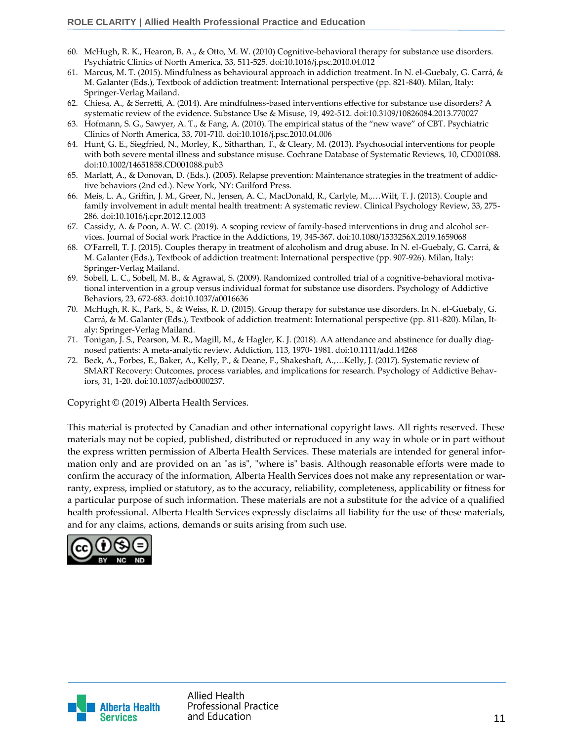60. McHugh, R. K., Hearon, B. A., & Otto, M. W. (2010) Cognitive-behavioral therapy for substance use disorders. Psychiatric Clinics of North America, 33, 511-525. doi:10.1016/j.psc.2010.04.012
61. Marcus, M. T. (2015). Mindfulness as behavioural approach in addiction treatment. In N. el-Guebaly, G. Carrá, & M. Galanter (Eds.), Textbook of addiction treatment: International perspective (pp. 821-840). Milan, Italy: Springer-Verlag Mailand.
62. Chiesa, A., & Serretti, A. (2014). Are mindfulness-based interventions effective for substance use disorders? A systematic review of the evidence. Substance Use & Misuse, 19, 492-512. doi:10.3109/10826084.2013.770027
63. Hofmann, S. G., Sawyer, A. T., & Fang, A. (2010). The empirical status of the "new wave" of CBT. Psychiatric Clinics of North America, 33, 701-710. doi:10.1016/j.psc.2010.04.006
64. Hunt, G. E., Siegfried, N., Morley, K., Sitharthan, T., & Cleary, M. (2013). Psychosocial interventions for people with both severe mental illness and substance misuse. Cochrane Database of Systematic Reviews, 10, CD001088. doi:10.1002/14651858.CD001088.pub3
65. Marlatt, A., & Donovan, D. (Eds.). (2005). Relapse prevention: Maintenance strategies in the treatment of addictive behaviors (2nd ed.). New York, NY: Guilford Press.
66. Meis, L. A., Griffin, J. M., Greer, N., Jensen, A. C., MacDonald, R., Carlyle, M.,…Wilt, T. J. (2013). Couple and family involvement in adult mental health treatment: A systematic review. Clinical Psychology Review, 33, 275-286. doi:10.1016/j.cpr.2012.12.003
67. Cassidy, A. & Poon, A. W. C. (2019). A scoping review of family-based interventions in drug and alcohol services. Journal of Social work Practice in the Addictions, 19, 345-367. doi:10.1080/1533256X.2019.1659068
68. O'Farrell, T. J. (2015). Couples therapy in treatment of alcoholism and drug abuse. In N. el-Guebaly, G. Carrá, & M. Galanter (Eds.), Textbook of addiction treatment: International perspective (pp. 907-926). Milan, Italy: Springer-Verlag Mailand.
69. Sobell, L. C., Sobell, M. B., & Agrawal, S. (2009). Randomized controlled trial of a cognitive-behavioral motivational intervention in a group versus individual format for substance use disorders. Psychology of Addictive Behaviors, 23, 672-683. doi:10.1037/a0016636
70. McHugh, R. K., Park, S., & Weiss, R. D. (2015). Group therapy for substance use disorders. In N. el-Guebaly, G. Carrá, & M. Galanter (Eds.), Textbook of addiction treatment: International perspective (pp. 811-820). Milan, Italy: Springer-Verlag Mailand.
71. Tonigan, J. S., Pearson, M. R., Magill, M., & Hagler, K. J. (2018). AA attendance and abstinence for dually diagnosed patients: A meta-analytic review. Addiction, 113, 1970- 1981. doi:10.1111/add.14268
72. Beck, A., Forbes, E., Baker, A., Kelly, P., & Deane, F., Shakeshaft, A.,…Kelly, J. (2017). Systematic review of SMART Recovery: Outcomes, process variables, and implications for research. Psychology of Addictive Behaviors, 31, 1-20. doi:10.1037/adb0000237.

Copyright © (2019) Alberta Health Services.

This material is protected by Canadian and other international copyright laws. All rights reserved. These materials may not be copied, published, distributed or reproduced in any way in whole or in part without the express written permission of Alberta Health Services. These materials are intended for general information only and are provided on an "as is", "where is" basis. Although reasonable efforts were made to confirm the accuracy of the information, Alberta Health Services does not make any representation or warranty, express, implied or statutory, as to the accuracy, reliability, completeness, applicability or fitness for a particular purpose of such information. These materials are not a substitute for the advice of a qualified health professional. Alberta Health Services expressly disclaims all liability for the use of these materials, and for any claims, actions, demands or suits arising from such use.